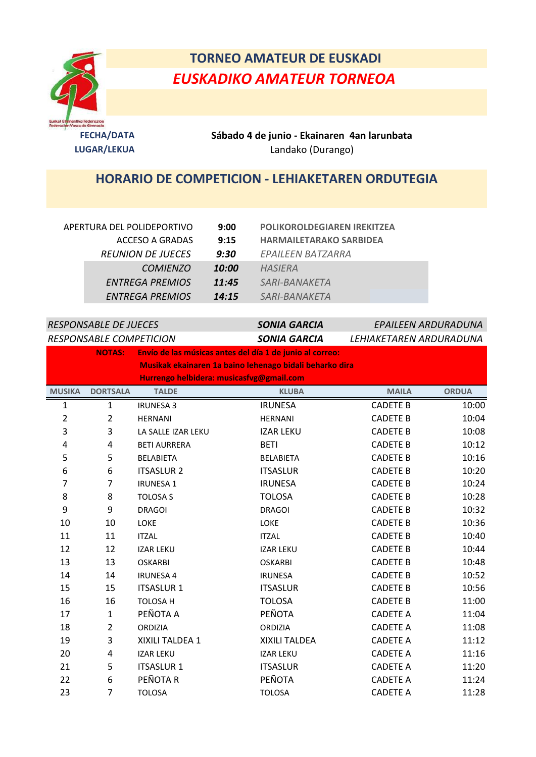# TORNEO AMATEUR DE EUSKADI

## *EUSKADIKO AMATEUR TORNEOA*

**FECHA/DATA** **Sábado 4 de junio - Ekainaren 4an larunbata**

**LUGAR/LEKUA** Landako (Durango)

## HORARIO DE COMPETICION - LEHIAKETAREN ORDUTEGIA

| | | |
|---|---|---|
| APERTURA DEL POLIDEPORTIVO | **9:00** | **POLIKOROLDEGIAREN IREKITZEA** |
| ACCESO A GRADAS | **9:15** | **HARMAILETARAKO SARBIDEA** |
| *REUNION DE JUECES* | ***9:30*** | *EPAILEEN BATZARRA* |
| *COMIENZO* | ***10:00*** | *HASIERA* |
| *ENTREGA PREMIOS* | ***11:45*** | *SARI-BANAKETA* |
| *ENTREGA PREMIOS* | ***14:15*** | *SARI-BANAKETA* |

| | | |
|---|---|---|
| *RESPONSABLE DE JUECES* | ***SONIA GARCIA*** | *EPAILEEN ARDURADUNA* |
| *RESPONSABLE COMPETICION* | ***SONIA GARCIA*** | *LEHIAKETAREN ARDURADUNA* |

**NOTAS:** **Envío de las músicas antes del día 1 de junio al correo:**
**Musikak ekainaren 1a baino lehenago bidali beharko dira**
**Hurrengo helbidera: musicasfvg@gmail.com**

| MUSIKA | DORTSALA | TALDE | KLUBA | MAILA | ORDUA |
|---|---|---|---|---|---|
| 1 | 1 | IRUNESA 3 | IRUNESA | CADETE B | 10:00 |
| 2 | 2 | HERNANI | HERNANI | CADETE B | 10:04 |
| 3 | 3 | LA SALLE IZAR LEKU | IZAR LEKU | CADETE B | 10:08 |
| 4 | 4 | BETI AURRERA | BETI | CADETE B | 10:12 |
| 5 | 5 | BELABIETA | BELABIETA | CADETE B | 10:16 |
| 6 | 6 | ITSASLUR 2 | ITSASLUR | CADETE B | 10:20 |
| 7 | 7 | IRUNESA 1 | IRUNESA | CADETE B | 10:24 |
| 8 | 8 | TOLOSA S | TOLOSA | CADETE B | 10:28 |
| 9 | 9 | DRAGOI | DRAGOI | CADETE B | 10:32 |
| 10 | 10 | LOKE | LOKE | CADETE B | 10:36 |
| 11 | 11 | ITZAL | ITZAL | CADETE B | 10:40 |
| 12 | 12 | IZAR LEKU | IZAR LEKU | CADETE B | 10:44 |
| 13 | 13 | OSKARBI | OSKARBI | CADETE B | 10:48 |
| 14 | 14 | IRUNESA 4 | IRUNESA | CADETE B | 10:52 |
| 15 | 15 | ITSASLUR 1 | ITSASLUR | CADETE B | 10:56 |
| 16 | 16 | TOLOSA H | TOLOSA | CADETE B | 11:00 |
| 17 | 1 | PEÑOTA A | PEÑOTA | CADETE A | 11:04 |
| 18 | 2 | ORDIZIA | ORDIZIA | CADETE A | 11:08 |
| 19 | 3 | XIXILI TALDEA 1 | XIXILI TALDEA | CADETE A | 11:12 |
| 20 | 4 | IZAR LEKU | IZAR LEKU | CADETE A | 11:16 |
| 21 | 5 | ITSASLUR 1 | ITSASLUR | CADETE A | 11:20 |
| 22 | 6 | PEÑOTA R | PEÑOTA | CADETE A | 11:24 |
| 23 | 7 | TOLOSA | TOLOSA | CADETE A | 11:28 |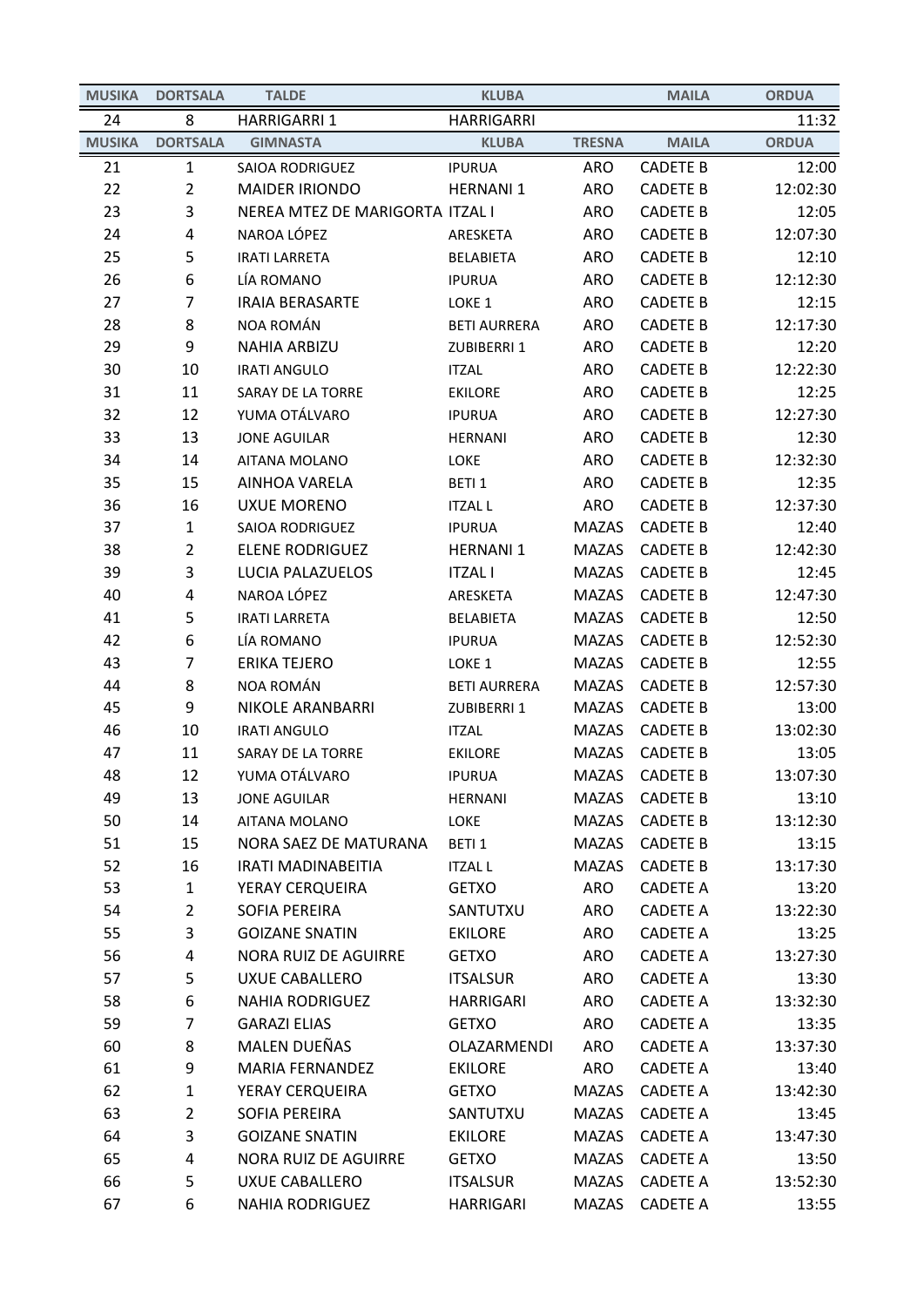| MUSIKA | DORTSALA | TALDE | KLUBA | | MAILA | ORDUA |
|---|---|---|---|---|---|---|
| 24 | 8 | HARRIGARRI 1 | HARRIGARRI | | | 11:32 |
| **MUSIKA** | **DORTSALA** | **GIMNASTA** | **KLUBA** | **TRESNA** | **MAILA** | **ORDUA** |
| 21 | 1 | SAIOA RODRIGUEZ | IPURUA | ARO | CADETE B | 12:00 |
| 22 | 2 | MAIDER IRIONDO | HERNANI 1 | ARO | CADETE B | 12:02:30 |
| 23 | 3 | NEREA MTEZ DE MARIGORTA | ITZAL I | ARO | CADETE B | 12:05 |
| 24 | 4 | NAROA LÓPEZ | ARESKETA | ARO | CADETE B | 12:07:30 |
| 25 | 5 | IRATI LARRETA | BELABIETA | ARO | CADETE B | 12:10 |
| 26 | 6 | LÍA ROMANO | IPURUA | ARO | CADETE B | 12:12:30 |
| 27 | 7 | IRAIA BERASARTE | LOKE 1 | ARO | CADETE B | 12:15 |
| 28 | 8 | NOA ROMÁN | BETI AURRERA | ARO | CADETE B | 12:17:30 |
| 29 | 9 | NAHIA ARBIZU | ZUBIBERRI 1 | ARO | CADETE B | 12:20 |
| 30 | 10 | IRATI ANGULO | ITZAL | ARO | CADETE B | 12:22:30 |
| 31 | 11 | SARAY DE LA TORRE | EKILORE | ARO | CADETE B | 12:25 |
| 32 | 12 | YUMA OTÁLVARO | IPURUA | ARO | CADETE B | 12:27:30 |
| 33 | 13 | JONE AGUILAR | HERNANI | ARO | CADETE B | 12:30 |
| 34 | 14 | AITANA MOLANO | LOKE | ARO | CADETE B | 12:32:30 |
| 35 | 15 | AINHOA VARELA | BETI 1 | ARO | CADETE B | 12:35 |
| 36 | 16 | UXUE MORENO | ITZAL L | ARO | CADETE B | 12:37:30 |
| 37 | 1 | SAIOA RODRIGUEZ | IPURUA | MAZAS | CADETE B | 12:40 |
| 38 | 2 | ELENE RODRIGUEZ | HERNANI 1 | MAZAS | CADETE B | 12:42:30 |
| 39 | 3 | LUCIA PALAZUELOS | ITZAL I | MAZAS | CADETE B | 12:45 |
| 40 | 4 | NAROA LÓPEZ | ARESKETA | MAZAS | CADETE B | 12:47:30 |
| 41 | 5 | IRATI LARRETA | BELABIETA | MAZAS | CADETE B | 12:50 |
| 42 | 6 | LÍA ROMANO | IPURUA | MAZAS | CADETE B | 12:52:30 |
| 43 | 7 | ERIKA TEJERO | LOKE 1 | MAZAS | CADETE B | 12:55 |
| 44 | 8 | NOA ROMÁN | BETI AURRERA | MAZAS | CADETE B | 12:57:30 |
| 45 | 9 | NIKOLE ARANBARRI | ZUBIBERRI 1 | MAZAS | CADETE B | 13:00 |
| 46 | 10 | IRATI ANGULO | ITZAL | MAZAS | CADETE B | 13:02:30 |
| 47 | 11 | SARAY DE LA TORRE | EKILORE | MAZAS | CADETE B | 13:05 |
| 48 | 12 | YUMA OTÁLVARO | IPURUA | MAZAS | CADETE B | 13:07:30 |
| 49 | 13 | JONE AGUILAR | HERNANI | MAZAS | CADETE B | 13:10 |
| 50 | 14 | AITANA MOLANO | LOKE | MAZAS | CADETE B | 13:12:30 |
| 51 | 15 | NORA SAEZ DE MATURANA | BETI 1 | MAZAS | CADETE B | 13:15 |
| 52 | 16 | IRATI MADINABEITIA | ITZAL L | MAZAS | CADETE B | 13:17:30 |
| 53 | 1 | YERAY CERQUEIRA | GETXO | ARO | CADETE A | 13:20 |
| 54 | 2 | SOFIA PEREIRA | SANTUTXU | ARO | CADETE A | 13:22:30 |
| 55 | 3 | GOIZANE SNATIN | EKILORE | ARO | CADETE A | 13:25 |
| 56 | 4 | NORA RUIZ DE AGUIRRE | GETXO | ARO | CADETE A | 13:27:30 |
| 57 | 5 | UXUE CABALLERO | ITSALSUR | ARO | CADETE A | 13:30 |
| 58 | 6 | NAHIA RODRIGUEZ | HARRIGARI | ARO | CADETE A | 13:32:30 |
| 59 | 7 | GARAZI ELIAS | GETXO | ARO | CADETE A | 13:35 |
| 60 | 8 | MALEN DUEÑAS | OLAZARMENDI | ARO | CADETE A | 13:37:30 |
| 61 | 9 | MARIA FERNANDEZ | EKILORE | ARO | CADETE A | 13:40 |
| 62 | 1 | YERAY CERQUEIRA | GETXO | MAZAS | CADETE A | 13:42:30 |
| 63 | 2 | SOFIA PEREIRA | SANTUTXU | MAZAS | CADETE A | 13:45 |
| 64 | 3 | GOIZANE SNATIN | EKILORE | MAZAS | CADETE A | 13:47:30 |
| 65 | 4 | NORA RUIZ DE AGUIRRE | GETXO | MAZAS | CADETE A | 13:50 |
| 66 | 5 | UXUE CABALLERO | ITSALSUR | MAZAS | CADETE A | 13:52:30 |
| 67 | 6 | NAHIA RODRIGUEZ | HARRIGARI | MAZAS | CADETE A | 13:55 |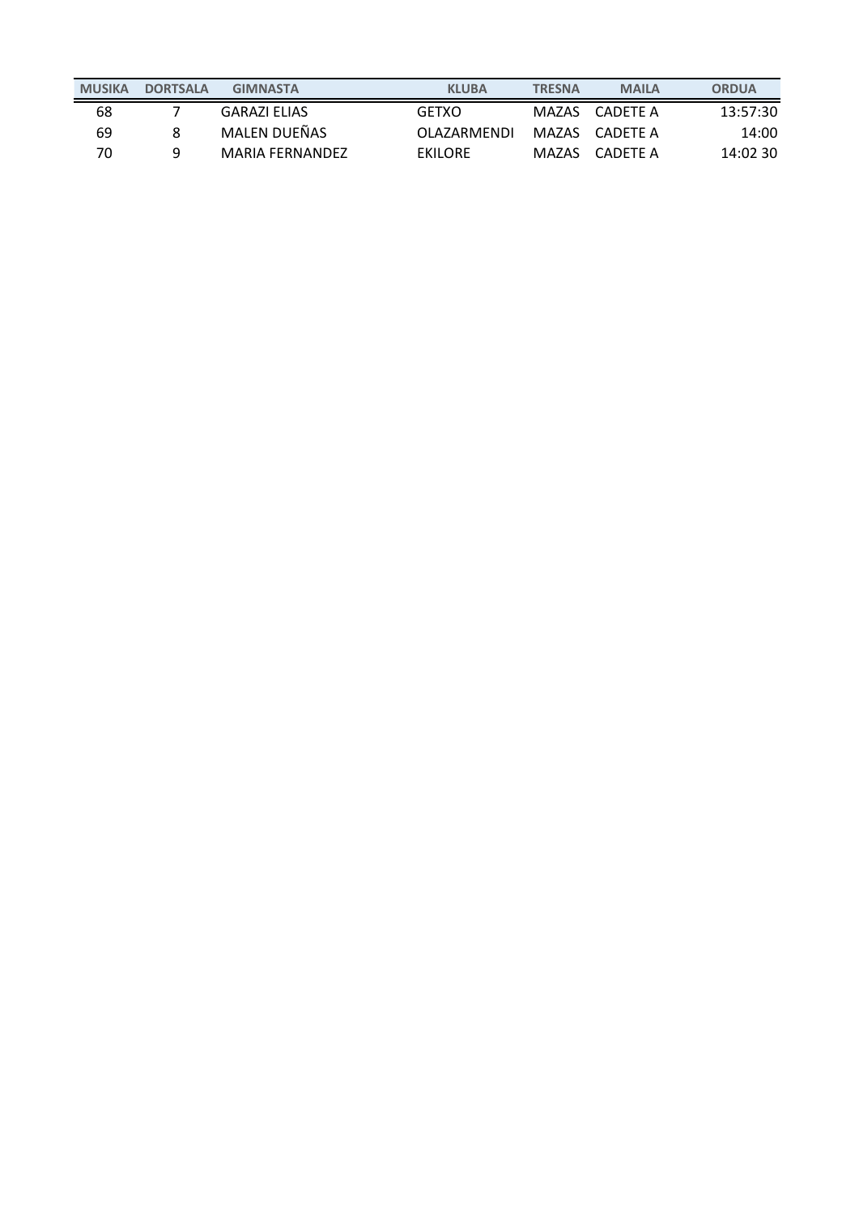| MUSIKA | DORTSALA | GIMNASTA | KLUBA | TRESNA | MAILA | ORDUA |
|---|---|---|---|---|---|---|
| 68 | 7 | GARAZI ELIAS | GETXO | MAZAS | CADETE A | 13:57:30 |
| 69 | 8 | MALEN DUEÑAS | OLAZARMENDI | MAZAS | CADETE A | 14:00 |
| 70 | 9 | MARIA FERNANDEZ | EKILORE | MAZAS | CADETE A | 14:02 30 |